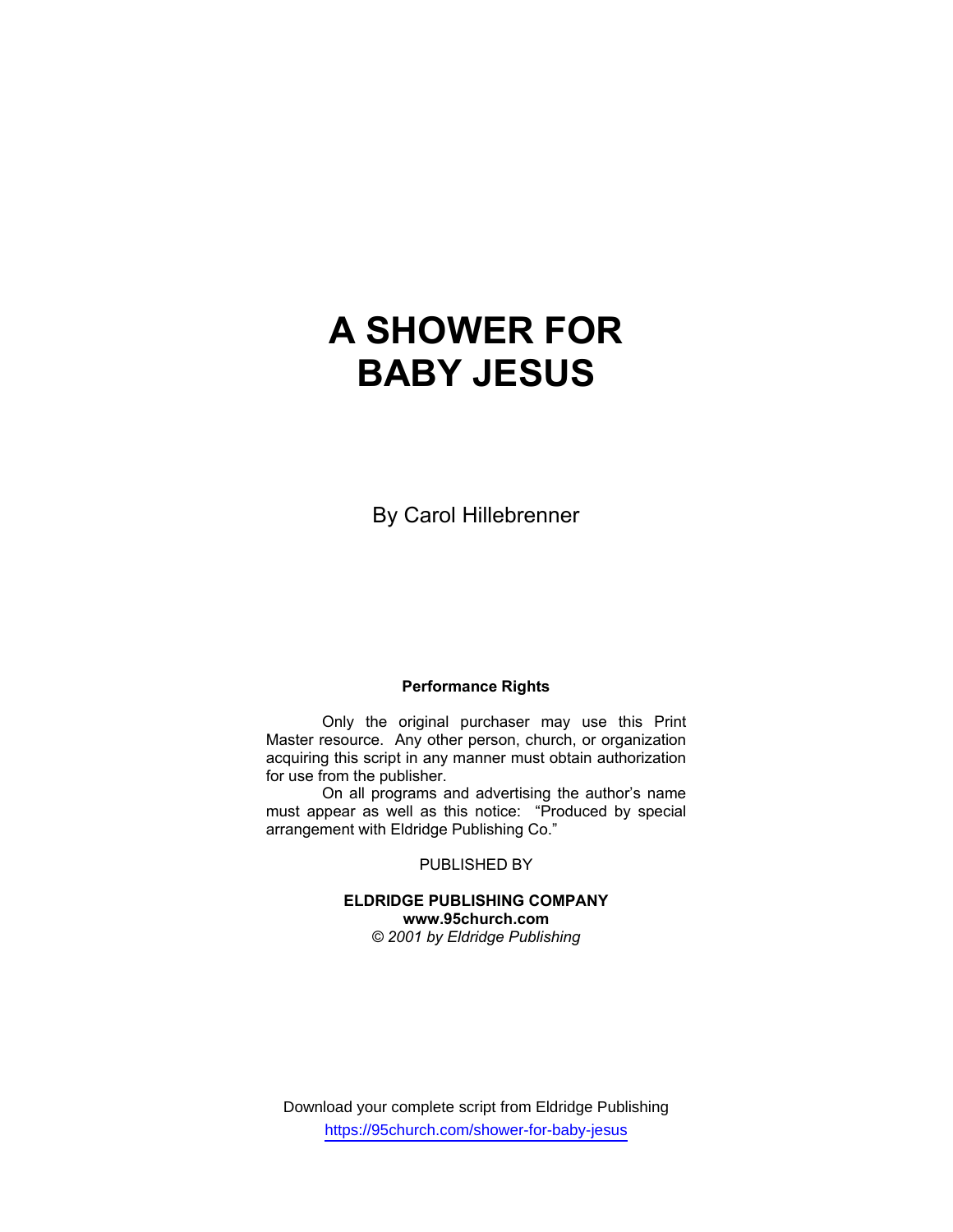# A SHOWER FOR BABY JESUS

By Carol Hillebrenner

**Performance Rights**

Only the original purchaser may use this Print Master resource. Any other person, church, or organization acquiring this script in any manner must obtain authorization for use from the publisher.

On all programs and advertising the author's name must appear as well as this notice: "Produced by special arrangement with Eldridge Publishing Co."

PUBLISHED BY

**ELDRIDGE PUBLISHING COMPANY**
**www.95church.com**
*© 2001 by Eldridge Publishing*

Download your complete script from Eldridge Publishing
https://95church.com/shower-for-baby-jesus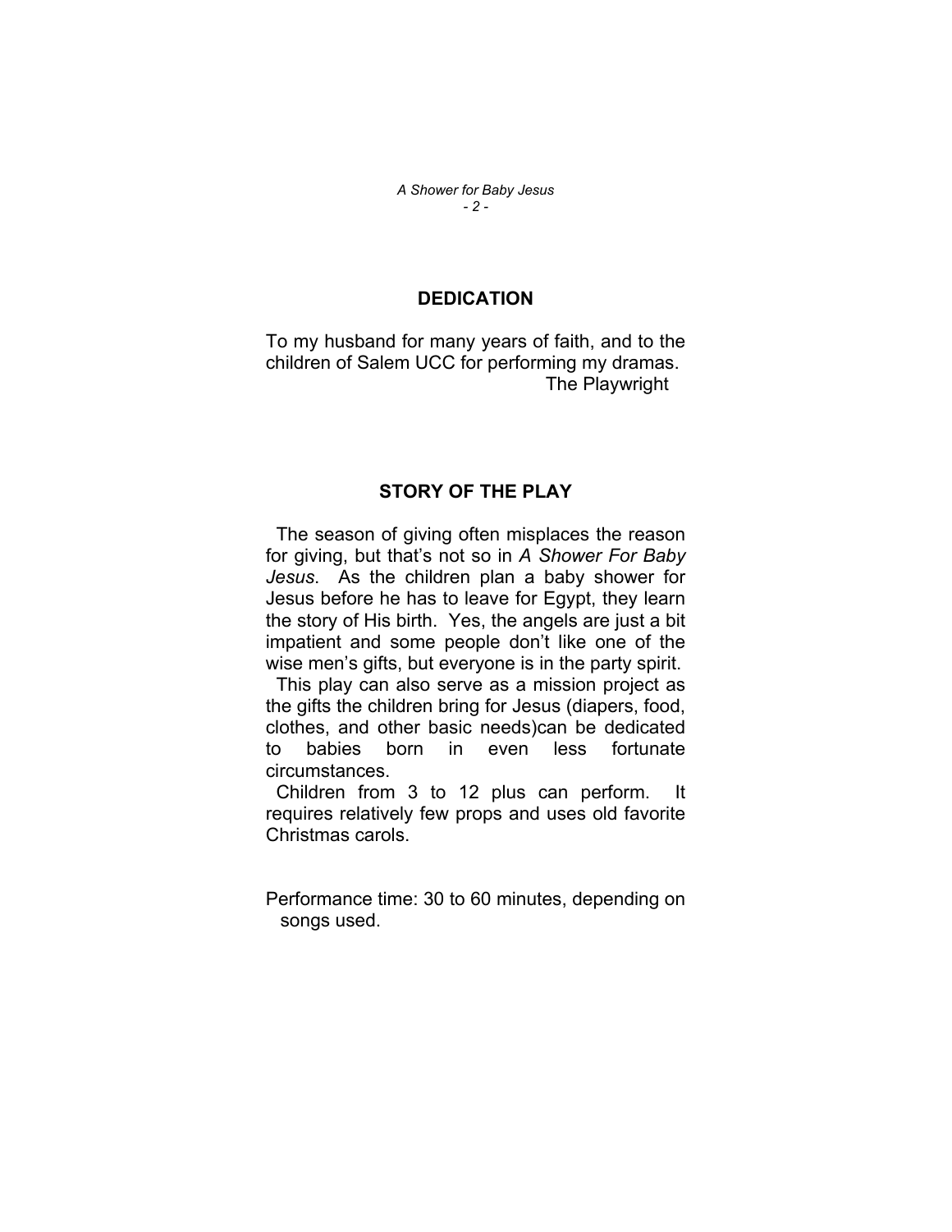## DEDICATION

To my husband for many years of faith, and to the children of Salem UCC for performing my dramas.

The Playwright

## STORY OF THE PLAY

The season of giving often misplaces the reason for giving, but that's not so in *A Shower For Baby Jesus*. As the children plan a baby shower for Jesus before he has to leave for Egypt, they learn the story of His birth. Yes, the angels are just a bit impatient and some people don't like one of the wise men's gifts, but everyone is in the party spirit.

This play can also serve as a mission project as the gifts the children bring for Jesus (diapers, food, clothes, and other basic needs)can be dedicated to babies born in even less fortunate circumstances.

Children from 3 to 12 plus can perform. It requires relatively few props and uses old favorite Christmas carols.

Performance time: 30 to 60 minutes, depending on songs used.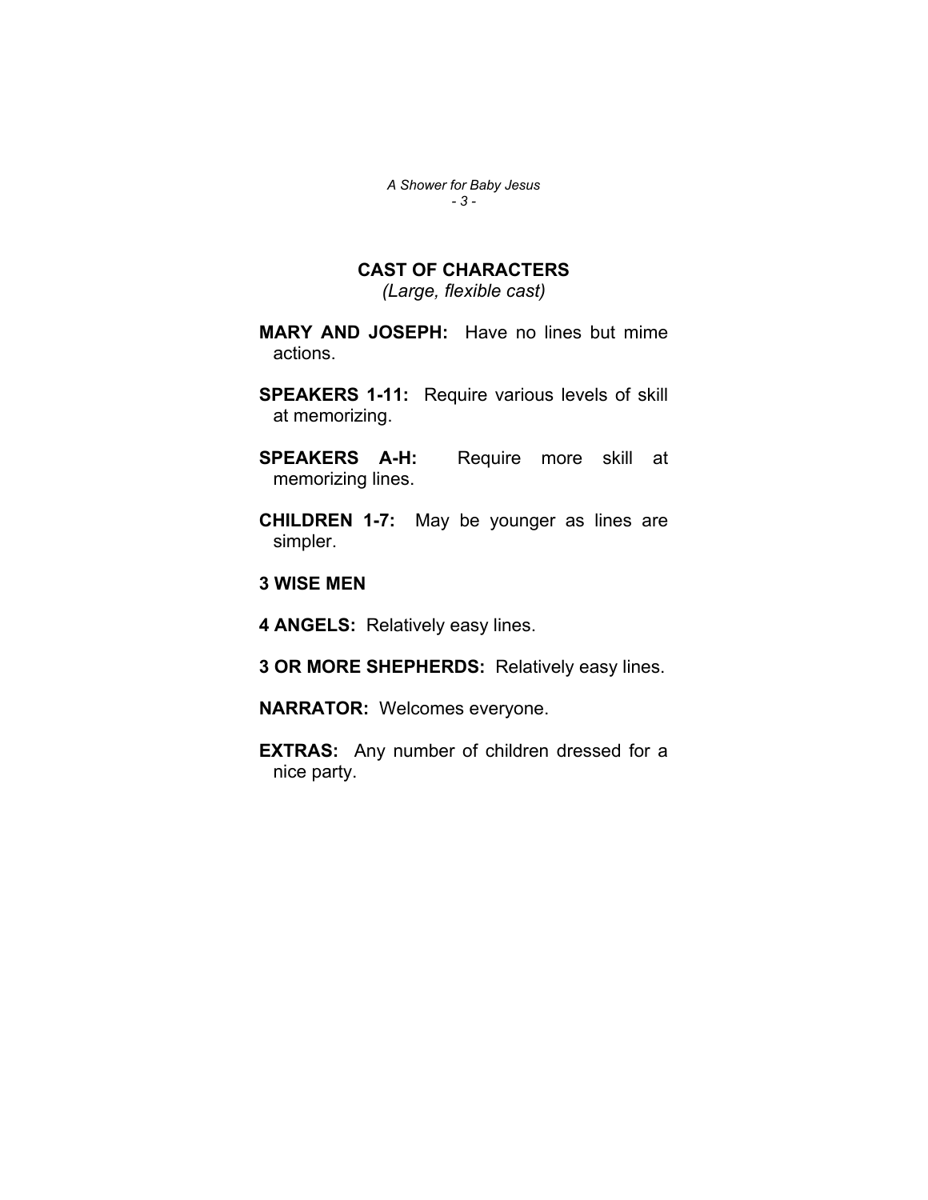## CAST OF CHARACTERS

*(Large, flexible cast)*

**MARY AND JOSEPH:** Have no lines but mime actions.

**SPEAKERS 1-11:** Require various levels of skill at memorizing.

**SPEAKERS A-H:** Require more skill at memorizing lines.

**CHILDREN 1-7:** May be younger as lines are simpler.

**3 WISE MEN**

**4 ANGELS:** Relatively easy lines.

**3 OR MORE SHEPHERDS:** Relatively easy lines.

**NARRATOR:** Welcomes everyone.

**EXTRAS:** Any number of children dressed for a nice party.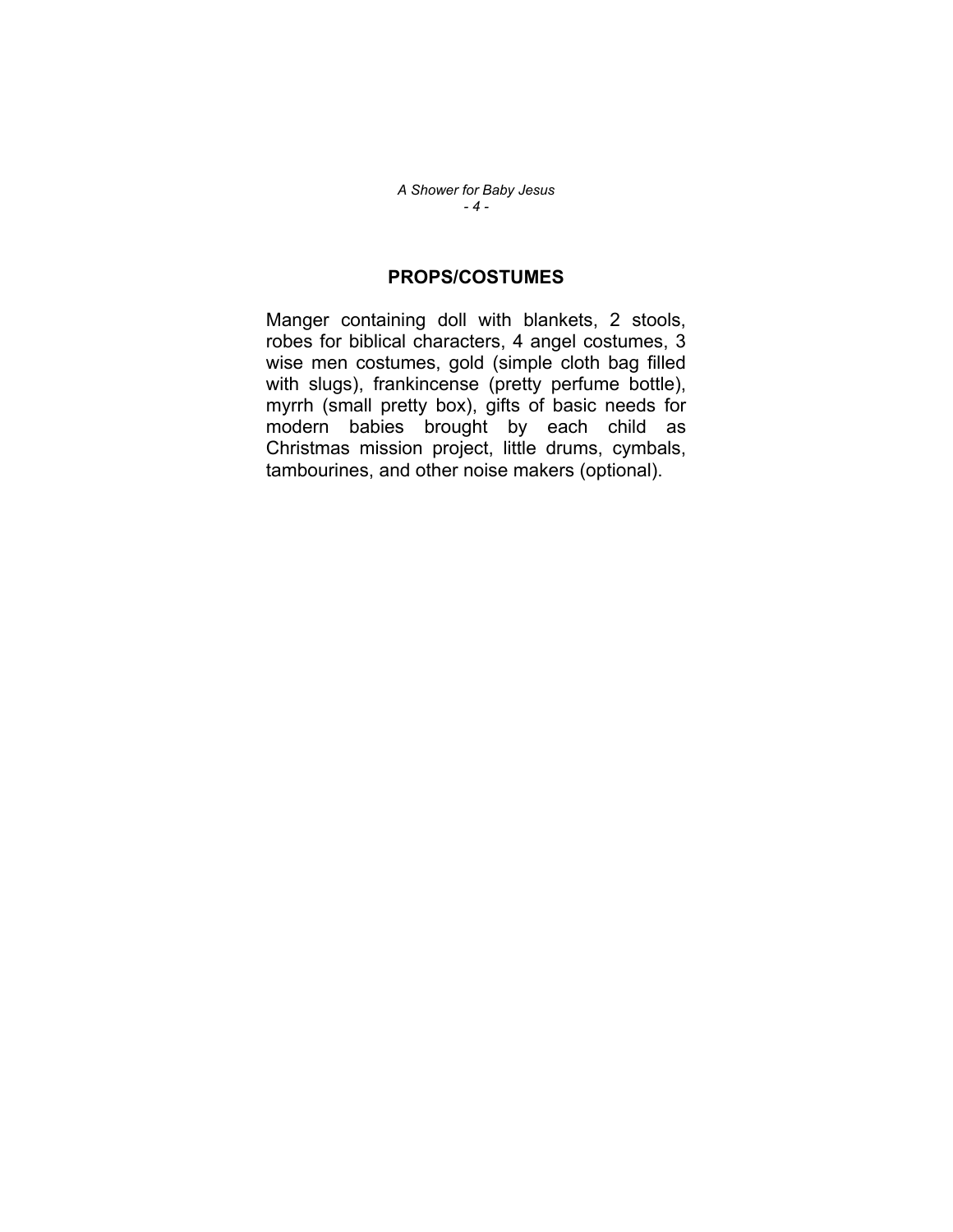## PROPS/COSTUMES

Manger containing doll with blankets, 2 stools, robes for biblical characters, 4 angel costumes, 3 wise men costumes, gold (simple cloth bag filled with slugs), frankincense (pretty perfume bottle), myrrh (small pretty box), gifts of basic needs for modern babies brought by each child as Christmas mission project, little drums, cymbals, tambourines, and other noise makers (optional).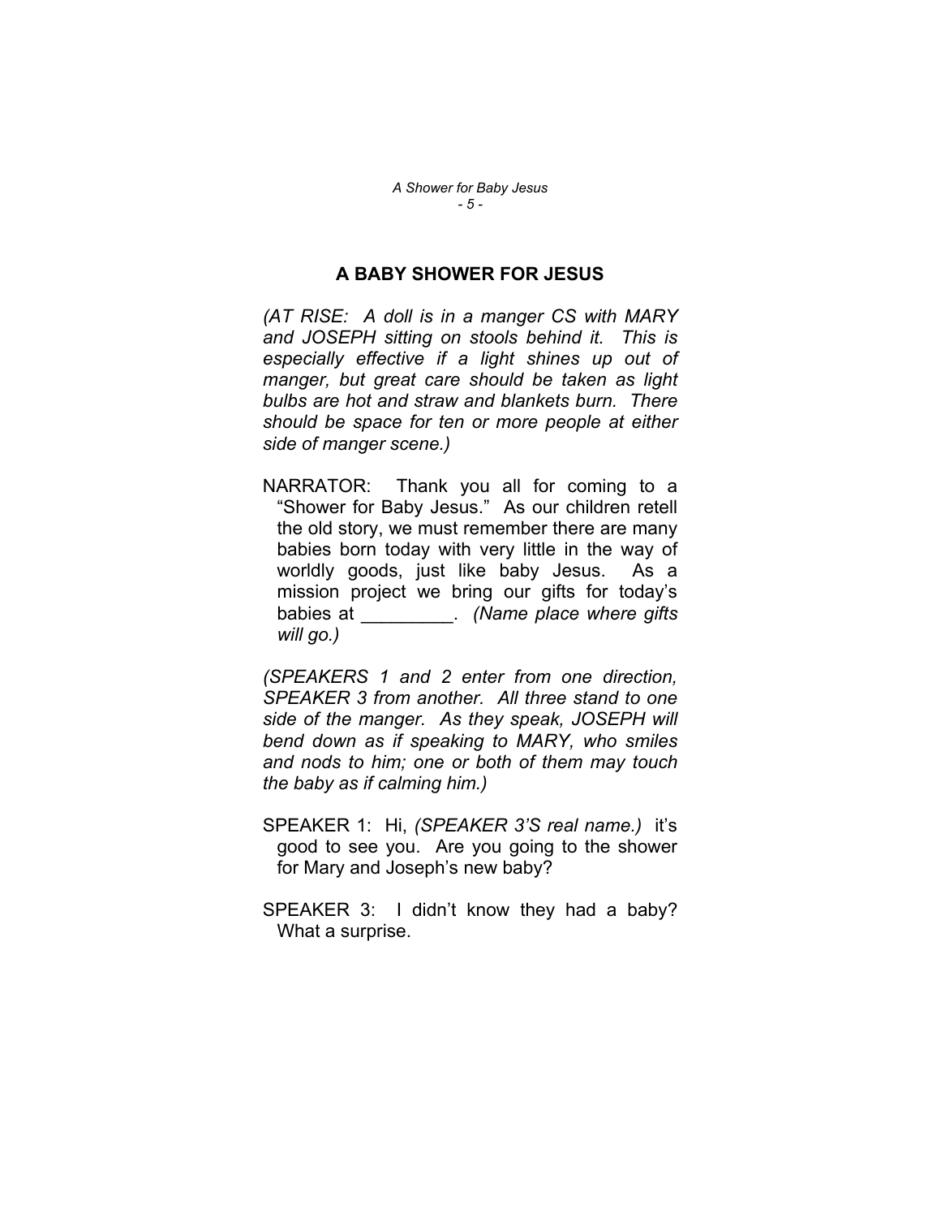## A BABY SHOWER FOR JESUS

*(AT RISE: A doll is in a manger CS with MARY and JOSEPH sitting on stools behind it. This is especially effective if a light shines up out of manger, but great care should be taken as light bulbs are hot and straw and blankets burn. There should be space for ten or more people at either side of manger scene.)*

NARRATOR: Thank you all for coming to a "Shower for Baby Jesus." As our children retell the old story, we must remember there are many babies born today with very little in the way of worldly goods, just like baby Jesus. As a mission project we bring our gifts for today's babies at _________. *(Name place where gifts will go.)*

*(SPEAKERS 1 and 2 enter from one direction, SPEAKER 3 from another. All three stand to one side of the manger. As they speak, JOSEPH will bend down as if speaking to MARY, who smiles and nods to him; one or both of them may touch the baby as if calming him.)*

SPEAKER 1: Hi, *(SPEAKER 3'S real name.)* it's good to see you. Are you going to the shower for Mary and Joseph's new baby?

SPEAKER 3: I didn't know they had a baby? What a surprise.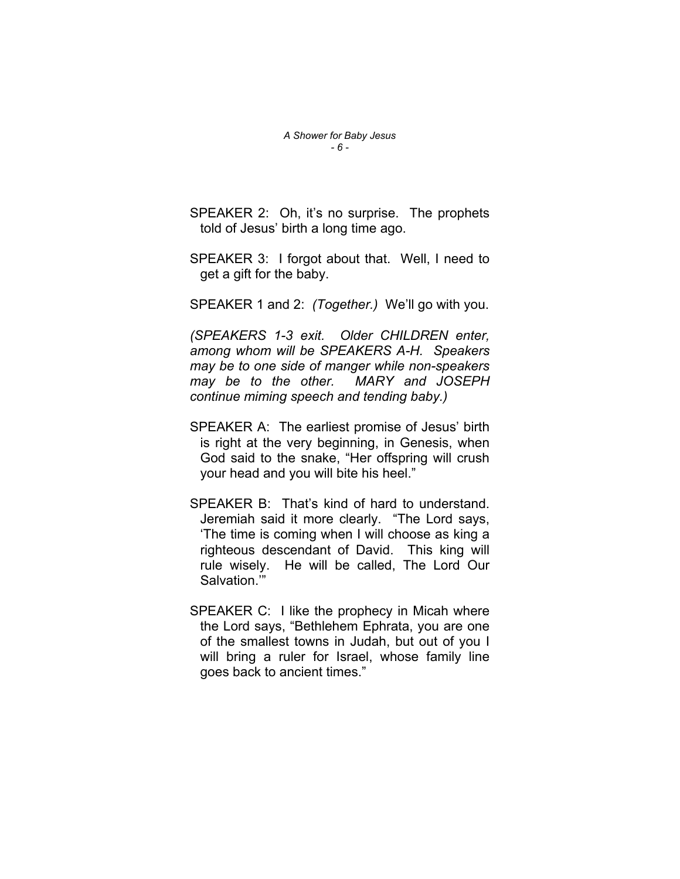SPEAKER 2: Oh, it's no surprise. The prophets told of Jesus' birth a long time ago.

SPEAKER 3: I forgot about that. Well, I need to get a gift for the baby.

SPEAKER 1 and 2: *(Together.)* We'll go with you.

*(SPEAKERS 1-3 exit. Older CHILDREN enter, among whom will be SPEAKERS A-H. Speakers may be to one side of manger while non-speakers may be to the other. MARY and JOSEPH continue miming speech and tending baby.)*

SPEAKER A: The earliest promise of Jesus' birth is right at the very beginning, in Genesis, when God said to the snake, "Her offspring will crush your head and you will bite his heel."

SPEAKER B: That's kind of hard to understand. Jeremiah said it more clearly. "The Lord says, 'The time is coming when I will choose as king a righteous descendant of David. This king will rule wisely. He will be called, The Lord Our Salvation.'"

SPEAKER C: I like the prophecy in Micah where the Lord says, "Bethlehem Ephrata, you are one of the smallest towns in Judah, but out of you I will bring a ruler for Israel, whose family line goes back to ancient times."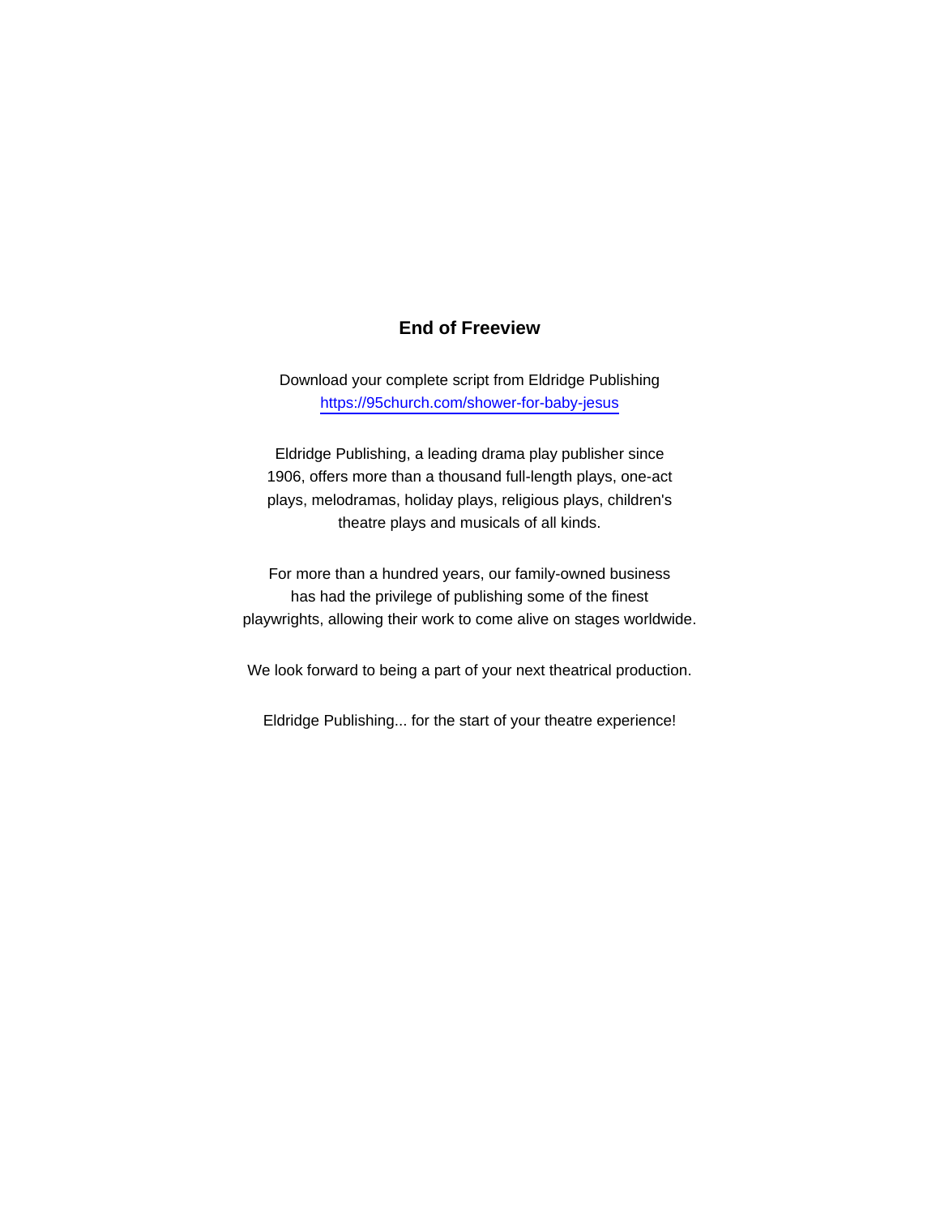**End of Freeview**

Download your complete script from Eldridge Publishing
https://95church.com/shower-for-baby-jesus

Eldridge Publishing, a leading drama play publisher since 1906, offers more than a thousand full-length plays, one-act plays, melodramas, holiday plays, religious plays, children's theatre plays and musicals of all kinds.

For more than a hundred years, our family-owned business has had the privilege of publishing some of the finest playwrights, allowing their work to come alive on stages worldwide.

We look forward to being a part of your next theatrical production.

Eldridge Publishing... for the start of your theatre experience!